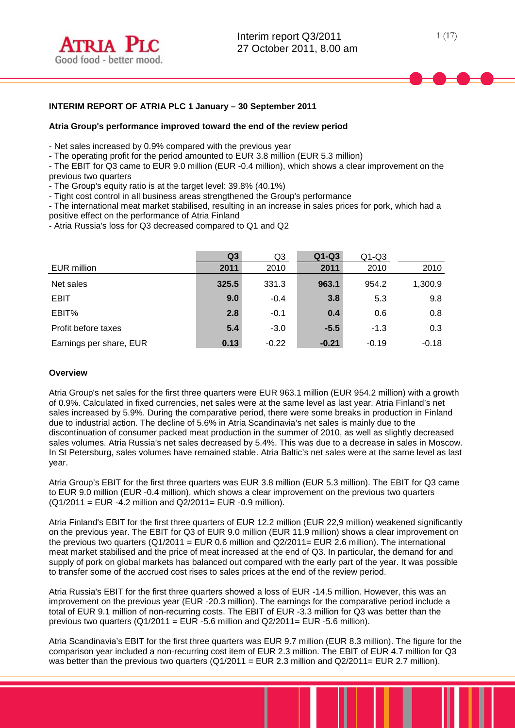## INTERIM REPORT OF ATRIA PLC 1 January – 30 September 2011

### Atria Group's performance improved toward the end of the review period

- Net sales increased by 0.9% compared with the previous year
- The operating profit for the period amounted to EUR 3.8 million (EUR 5.3 million)
- The EBIT for Q3 came to EUR 9.0 million (EUR -0.4 million), which shows a clear improvement on the previous two quarters
- The Group's equity ratio is at the target level: 39.8% (40.1%)
- Tight cost control in all business areas strengthened the Group's performance
- The international meat market stabilised, resulting in an increase in sales prices for pork, which had a positive effect on the performance of Atria Finland
- Atria Russia's loss for Q3 decreased compared to Q1 and Q2

| EUR million | Q3 2011 | Q3 2010 | Q1-Q3 2011 | Q1-Q3 2010 | 2010 |
|---|---|---|---|---|---|
| Net sales | **325.5** | 331.3 | **963.1** | 954.2 | 1,300.9 |
| EBIT | **9.0** | -0.4 | **3.8** | 5.3 | 9.8 |
| EBIT% | **2.8** | -0.1 | **0.4** | 0.6 | 0.8 |
| Profit before taxes | **5.4** | -3.0 | **-5.5** | -1.3 | 0.3 |
| Earnings per share, EUR | **0.13** | -0.22 | **-0.21** | -0.19 | -0.18 |

### Overview

Atria Group's net sales for the first three quarters were EUR 963.1 million (EUR 954.2 million) with a growth of 0.9%. Calculated in fixed currencies, net sales were at the same level as last year. Atria Finland's net sales increased by 5.9%. During the comparative period, there were some breaks in production in Finland due to industrial action. The decline of 5.6% in Atria Scandinavia's net sales is mainly due to the discontinuation of consumer packed meat production in the summer of 2010, as well as slightly decreased sales volumes. Atria Russia's net sales decreased by 5.4%. This was due to a decrease in sales in Moscow. In St Petersburg, sales volumes have remained stable. Atria Baltic's net sales were at the same level as last year.

Atria Group's EBIT for the first three quarters was EUR 3.8 million (EUR 5.3 million). The EBIT for Q3 came to EUR 9.0 million (EUR -0.4 million), which shows a clear improvement on the previous two quarters (Q1/2011 = EUR -4.2 million and Q2/2011= EUR -0.9 million).

Atria Finland's EBIT for the first three quarters of EUR 12.2 million (EUR 22,9 million) weakened significantly on the previous year. The EBIT for Q3 of EUR 9.0 million (EUR 11.9 million) shows a clear improvement on the previous two quarters (Q1/2011 = EUR 0.6 million and Q2/2011= EUR 2.6 million). The international meat market stabilised and the price of meat increased at the end of Q3. In particular, the demand for and supply of pork on global markets has balanced out compared with the early part of the year. It was possible to transfer some of the accrued cost rises to sales prices at the end of the review period.

Atria Russia's EBIT for the first three quarters showed a loss of EUR -14.5 million. However, this was an improvement on the previous year (EUR -20.3 million). The earnings for the comparative period include a total of EUR 9.1 million of non-recurring costs. The EBIT of EUR -3.3 million for Q3 was better than the previous two quarters (Q1/2011 = EUR -5.6 million and Q2/2011= EUR -5.6 million).

Atria Scandinavia's EBIT for the first three quarters was EUR 9.7 million (EUR 8.3 million). The figure for the comparison year included a non-recurring cost item of EUR 2.3 million. The EBIT of EUR 4.7 million for Q3 was better than the previous two quarters (Q1/2011 = EUR 2.3 million and Q2/2011= EUR 2.7 million).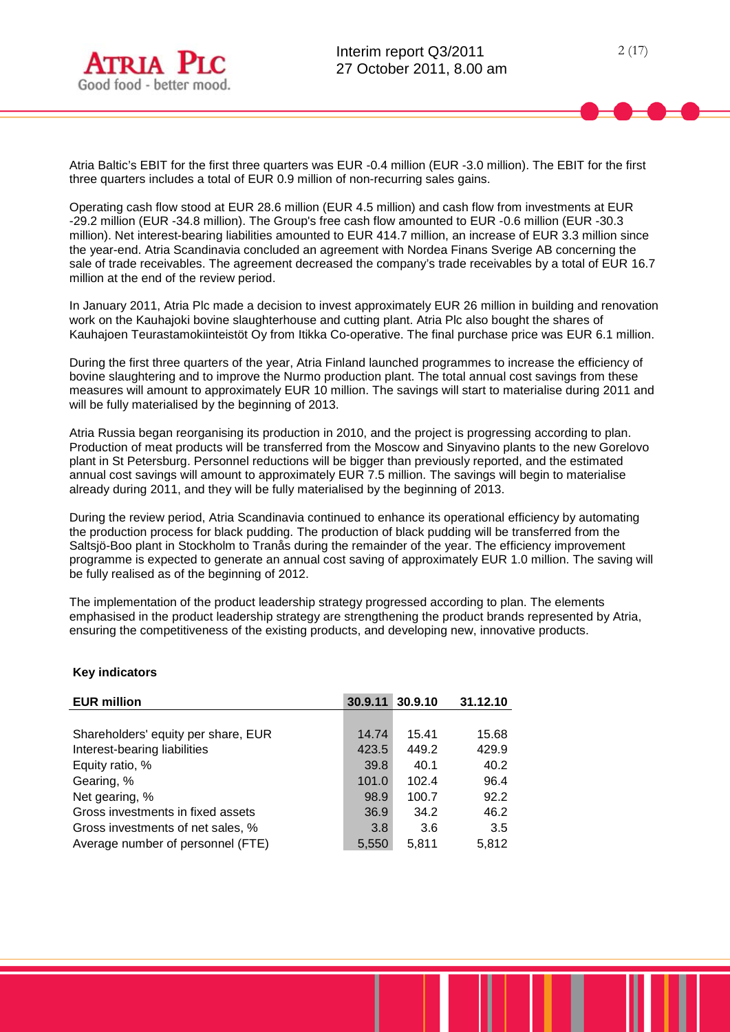Atria Baltic's EBIT for the first three quarters was EUR -0.4 million (EUR -3.0 million). The EBIT for the first three quarters includes a total of EUR 0.9 million of non-recurring sales gains.

Operating cash flow stood at EUR 28.6 million (EUR 4.5 million) and cash flow from investments at EUR -29.2 million (EUR -34.8 million). The Group's free cash flow amounted to EUR -0.6 million (EUR -30.3 million). Net interest-bearing liabilities amounted to EUR 414.7 million, an increase of EUR 3.3 million since the year-end. Atria Scandinavia concluded an agreement with Nordea Finans Sverige AB concerning the sale of trade receivables. The agreement decreased the company's trade receivables by a total of EUR 16.7 million at the end of the review period.

In January 2011, Atria Plc made a decision to invest approximately EUR 26 million in building and renovation work on the Kauhajoki bovine slaughterhouse and cutting plant. Atria Plc also bought the shares of Kauhajoen Teurastamokiinteistöt Oy from Itikka Co-operative. The final purchase price was EUR 6.1 million.

During the first three quarters of the year, Atria Finland launched programmes to increase the efficiency of bovine slaughtering and to improve the Nurmo production plant. The total annual cost savings from these measures will amount to approximately EUR 10 million. The savings will start to materialise during 2011 and will be fully materialised by the beginning of 2013.

Atria Russia began reorganising its production in 2010, and the project is progressing according to plan. Production of meat products will be transferred from the Moscow and Sinyavino plants to the new Gorelovo plant in St Petersburg. Personnel reductions will be bigger than previously reported, and the estimated annual cost savings will amount to approximately EUR 7.5 million. The savings will begin to materialise already during 2011, and they will be fully materialised by the beginning of 2013.

During the review period, Atria Scandinavia continued to enhance its operational efficiency by automating the production process for black pudding. The production of black pudding will be transferred from the Saltsjö-Boo plant in Stockholm to Tranås during the remainder of the year. The efficiency improvement programme is expected to generate an annual cost saving of approximately EUR 1.0 million. The saving will be fully realised as of the beginning of 2012.

The implementation of the product leadership strategy progressed according to plan. The elements emphasised in the product leadership strategy are strengthening the product brands represented by Atria, ensuring the competitiveness of the existing products, and developing new, innovative products.

**Key indicators**

| EUR million | 30.9.11 | 30.9.10 | 31.12.10 |
|---|---|---|---|
| Shareholders' equity per share, EUR | 14.74 | 15.41 | 15.68 |
| Interest-bearing liabilities | 423.5 | 449.2 | 429.9 |
| Equity ratio, % | 39.8 | 40.1 | 40.2 |
| Gearing, % | 101.0 | 102.4 | 96.4 |
| Net gearing, % | 98.9 | 100.7 | 92.2 |
| Gross investments in fixed assets | 36.9 | 34.2 | 46.2 |
| Gross investments of net sales, % | 3.8 | 3.6 | 3.5 |
| Average number of personnel (FTE) | 5,550 | 5,811 | 5,812 |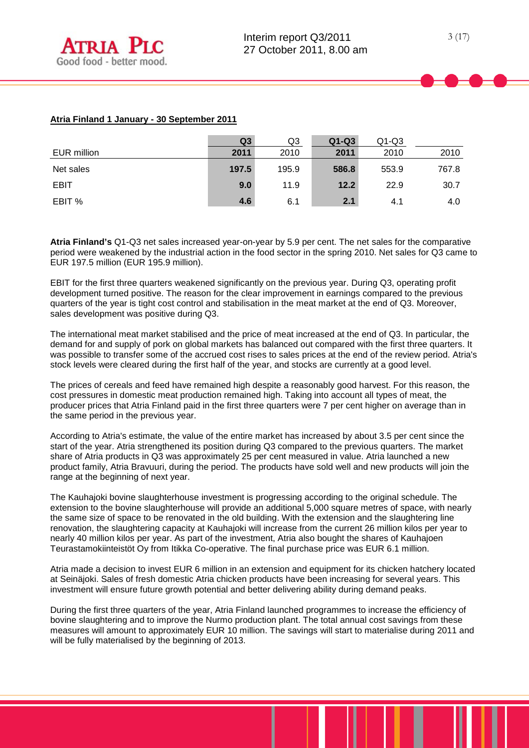**Atria Finland 1 January - 30 September 2011**

| EUR million | Q3 2011 | Q3 2010 | Q1-Q3 2011 | Q1-Q3 2010 | 2010 |
|---|---|---|---|---|---|
| Net sales | **197.5** | 195.9 | **586.8** | 553.9 | 767.8 |
| EBIT | **9.0** | 11.9 | **12.2** | 22.9 | 30.7 |
| EBIT % | **4.6** | 6.1 | **2.1** | 4.1 | 4.0 |

**Atria Finland's** Q1-Q3 net sales increased year-on-year by 5.9 per cent. The net sales for the comparative period were weakened by the industrial action in the food sector in the spring 2010. Net sales for Q3 came to EUR 197.5 million (EUR 195.9 million).

EBIT for the first three quarters weakened significantly on the previous year. During Q3, operating profit development turned positive. The reason for the clear improvement in earnings compared to the previous quarters of the year is tight cost control and stabilisation in the meat market at the end of Q3. Moreover, sales development was positive during Q3.

The international meat market stabilised and the price of meat increased at the end of Q3. In particular, the demand for and supply of pork on global markets has balanced out compared with the first three quarters. It was possible to transfer some of the accrued cost rises to sales prices at the end of the review period. Atria's stock levels were cleared during the first half of the year, and stocks are currently at a good level.

The prices of cereals and feed have remained high despite a reasonably good harvest. For this reason, the cost pressures in domestic meat production remained high. Taking into account all types of meat, the producer prices that Atria Finland paid in the first three quarters were 7 per cent higher on average than in the same period in the previous year.

According to Atria's estimate, the value of the entire market has increased by about 3.5 per cent since the start of the year. Atria strengthened its position during Q3 compared to the previous quarters. The market share of Atria products in Q3 was approximately 25 per cent measured in value. Atria launched a new product family, Atria Bravuuri, during the period. The products have sold well and new products will join the range at the beginning of next year.

The Kauhajoki bovine slaughterhouse investment is progressing according to the original schedule. The extension to the bovine slaughterhouse will provide an additional 5,000 square metres of space, with nearly the same size of space to be renovated in the old building. With the extension and the slaughtering line renovation, the slaughtering capacity at Kauhajoki will increase from the current 26 million kilos per year to nearly 40 million kilos per year. As part of the investment, Atria also bought the shares of Kauhajoen Teurastamokiinteistöt Oy from Itikka Co-operative. The final purchase price was EUR 6.1 million.

Atria made a decision to invest EUR 6 million in an extension and equipment for its chicken hatchery located at Seinäjoki. Sales of fresh domestic Atria chicken products have been increasing for several years. This investment will ensure future growth potential and better delivering ability during demand peaks.

During the first three quarters of the year, Atria Finland launched programmes to increase the efficiency of bovine slaughtering and to improve the Nurmo production plant. The total annual cost savings from these measures will amount to approximately EUR 10 million. The savings will start to materialise during 2011 and will be fully materialised by the beginning of 2013.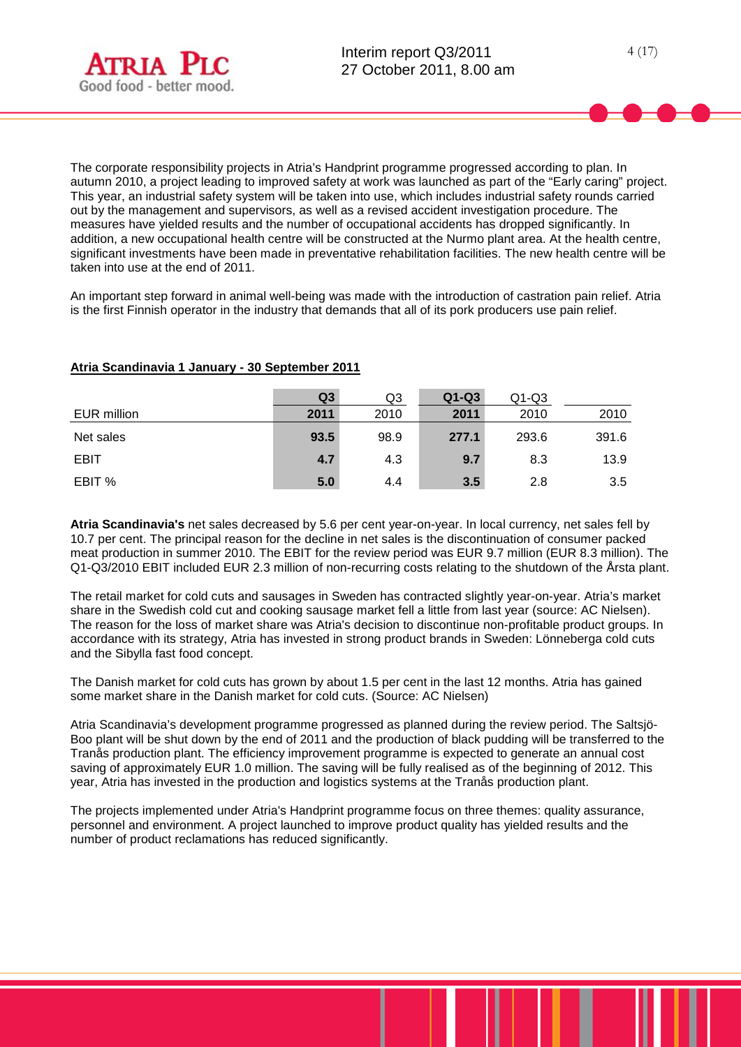The corporate responsibility projects in Atria's Handprint programme progressed according to plan. In autumn 2010, a project leading to improved safety at work was launched as part of the "Early caring" project. This year, an industrial safety system will be taken into use, which includes industrial safety rounds carried out by the management and supervisors, as well as a revised accident investigation procedure. The measures have yielded results and the number of occupational accidents has dropped significantly. In addition, a new occupational health centre will be constructed at the Nurmo plant area. At the health centre, significant investments have been made in preventative rehabilitation facilities. The new health centre will be taken into use at the end of 2011.

An important step forward in animal well-being was made with the introduction of castration pain relief. Atria is the first Finnish operator in the industry that demands that all of its pork producers use pain relief.

**Atria Scandinavia 1 January - 30 September 2011**

| EUR million | **Q3 2011** | Q3 2010 | **Q1-Q3 2011** | Q1-Q3 2010 | 2010 |
|---|---|---|---|---|---|
| Net sales | **93.5** | 98.9 | **277.1** | 293.6 | 391.6 |
| EBIT | **4.7** | 4.3 | **9.7** | 8.3 | 13.9 |
| EBIT % | **5.0** | 4.4 | **3.5** | 2.8 | 3.5 |

**Atria Scandinavia's** net sales decreased by 5.6 per cent year-on-year. In local currency, net sales fell by 10.7 per cent. The principal reason for the decline in net sales is the discontinuation of consumer packed meat production in summer 2010. The EBIT for the review period was EUR 9.7 million (EUR 8.3 million). The Q1-Q3/2010 EBIT included EUR 2.3 million of non-recurring costs relating to the shutdown of the Årsta plant.

The retail market for cold cuts and sausages in Sweden has contracted slightly year-on-year. Atria's market share in the Swedish cold cut and cooking sausage market fell a little from last year (source: AC Nielsen). The reason for the loss of market share was Atria's decision to discontinue non-profitable product groups. In accordance with its strategy, Atria has invested in strong product brands in Sweden: Lönneberga cold cuts and the Sibylla fast food concept.

The Danish market for cold cuts has grown by about 1.5 per cent in the last 12 months. Atria has gained some market share in the Danish market for cold cuts. (Source: AC Nielsen)

Atria Scandinavia's development programme progressed as planned during the review period. The Saltsjö-Boo plant will be shut down by the end of 2011 and the production of black pudding will be transferred to the Tranås production plant. The efficiency improvement programme is expected to generate an annual cost saving of approximately EUR 1.0 million. The saving will be fully realised as of the beginning of 2012. This year, Atria has invested in the production and logistics systems at the Tranås production plant.

The projects implemented under Atria's Handprint programme focus on three themes: quality assurance, personnel and environment. A project launched to improve product quality has yielded results and the number of product reclamations has reduced significantly.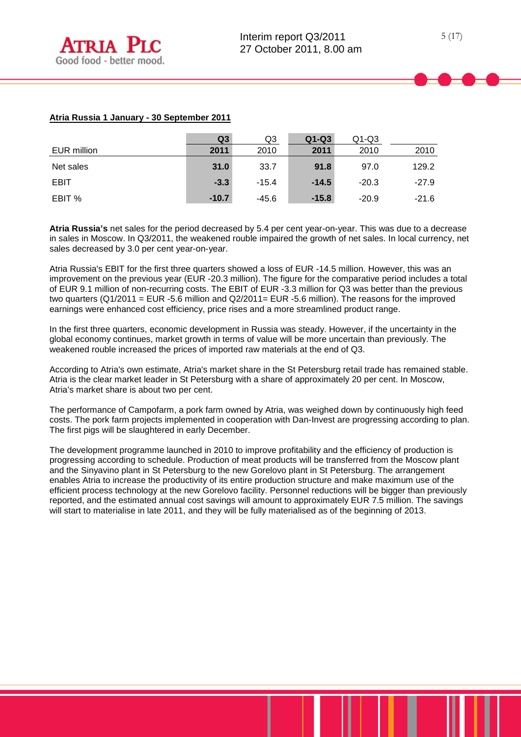**Atria Russia 1 January - 30 September 2011**

| EUR million | Q3 2011 | Q3 2010 | Q1-Q3 2011 | Q1-Q3 2010 | 2010 |
|---|---|---|---|---|---|
| Net sales | **31.0** | 33.7 | **91.8** | 97.0 | 129.2 |
| EBIT | **-3.3** | -15.4 | **-14.5** | -20.3 | -27.9 |
| EBIT % | **-10.7** | -45.6 | **-15.8** | -20.9 | -21.6 |

**Atria Russia's** net sales for the period decreased by 5.4 per cent year-on-year. This was due to a decrease in sales in Moscow. In Q3/2011, the weakened rouble impaired the growth of net sales. In local currency, net sales decreased by 3.0 per cent year-on-year.

Atria Russia's EBIT for the first three quarters showed a loss of EUR -14.5 million. However, this was an improvement on the previous year (EUR -20.3 million). The figure for the comparative period includes a total of EUR 9.1 million of non-recurring costs. The EBIT of EUR -3.3 million for Q3 was better than the previous two quarters (Q1/2011 = EUR -5.6 million and Q2/2011= EUR -5.6 million). The reasons for the improved earnings were enhanced cost efficiency, price rises and a more streamlined product range.

In the first three quarters, economic development in Russia was steady. However, if the uncertainty in the global economy continues, market growth in terms of value will be more uncertain than previously. The weakened rouble increased the prices of imported raw materials at the end of Q3.

According to Atria's own estimate, Atria's market share in the St Petersburg retail trade has remained stable. Atria is the clear market leader in St Petersburg with a share of approximately 20 per cent. In Moscow, Atria's market share is about two per cent.

The performance of Campofarm, a pork farm owned by Atria, was weighed down by continuously high feed costs. The pork farm projects implemented in cooperation with Dan-Invest are progressing according to plan. The first pigs will be slaughtered in early December.

The development programme launched in 2010 to improve profitability and the efficiency of production is progressing according to schedule. Production of meat products will be transferred from the Moscow plant and the Sinyavino plant in St Petersburg to the new Gorelovo plant in St Petersburg. The arrangement enables Atria to increase the productivity of its entire production structure and make maximum use of the efficient process technology at the new Gorelovo facility. Personnel reductions will be bigger than previously reported, and the estimated annual cost savings will amount to approximately EUR 7.5 million. The savings will start to materialise in late 2011, and they will be fully materialised as of the beginning of 2013.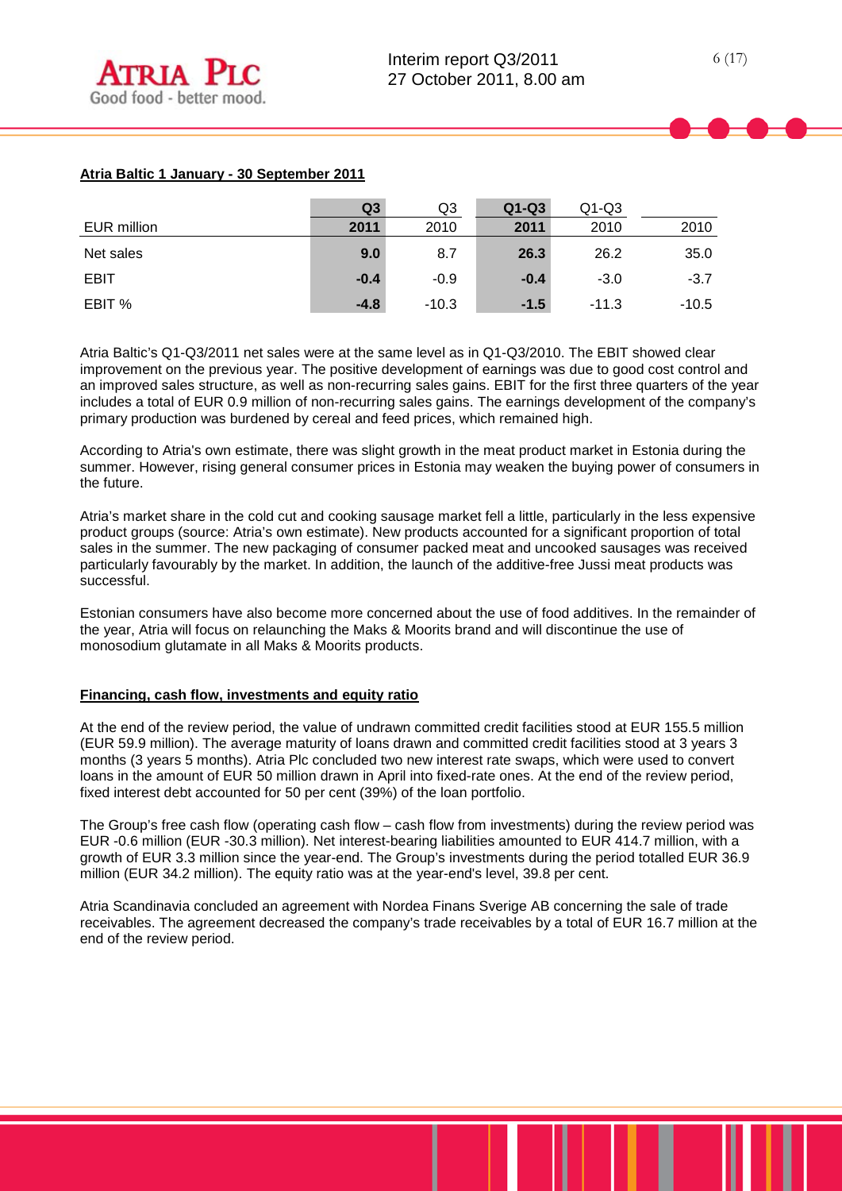**Atria Baltic 1 January - 30 September 2011**

| EUR million | Q3 2011 | Q3 2010 | Q1-Q3 2011 | Q1-Q3 2010 | 2010 |
|---|---|---|---|---|---|
| Net sales | **9.0** | 8.7 | **26.3** | 26.2 | 35.0 |
| EBIT | **-0.4** | -0.9 | **-0.4** | -3.0 | -3.7 |
| EBIT % | **-4.8** | -10.3 | **-1.5** | -11.3 | -10.5 |

Atria Baltic's Q1-Q3/2011 net sales were at the same level as in Q1-Q3/2010. The EBIT showed clear improvement on the previous year. The positive development of earnings was due to good cost control and an improved sales structure, as well as non-recurring sales gains. EBIT for the first three quarters of the year includes a total of EUR 0.9 million of non-recurring sales gains. The earnings development of the company's primary production was burdened by cereal and feed prices, which remained high.

According to Atria's own estimate, there was slight growth in the meat product market in Estonia during the summer. However, rising general consumer prices in Estonia may weaken the buying power of consumers in the future.

Atria's market share in the cold cut and cooking sausage market fell a little, particularly in the less expensive product groups (source: Atria's own estimate). New products accounted for a significant proportion of total sales in the summer. The new packaging of consumer packed meat and uncooked sausages was received particularly favourably by the market. In addition, the launch of the additive-free Jussi meat products was successful.

Estonian consumers have also become more concerned about the use of food additives. In the remainder of the year, Atria will focus on relaunching the Maks & Moorits brand and will discontinue the use of monosodium glutamate in all Maks & Moorits products.

**Financing, cash flow, investments and equity ratio**

At the end of the review period, the value of undrawn committed credit facilities stood at EUR 155.5 million (EUR 59.9 million). The average maturity of loans drawn and committed credit facilities stood at 3 years 3 months (3 years 5 months). Atria Plc concluded two new interest rate swaps, which were used to convert loans in the amount of EUR 50 million drawn in April into fixed-rate ones. At the end of the review period, fixed interest debt accounted for 50 per cent (39%) of the loan portfolio.

The Group's free cash flow (operating cash flow – cash flow from investments) during the review period was EUR -0.6 million (EUR -30.3 million). Net interest-bearing liabilities amounted to EUR 414.7 million, with a growth of EUR 3.3 million since the year-end. The Group's investments during the period totalled EUR 36.9 million (EUR 34.2 million). The equity ratio was at the year-end's level, 39.8 per cent.

Atria Scandinavia concluded an agreement with Nordea Finans Sverige AB concerning the sale of trade receivables. The agreement decreased the company's trade receivables by a total of EUR 16.7 million at the end of the review period.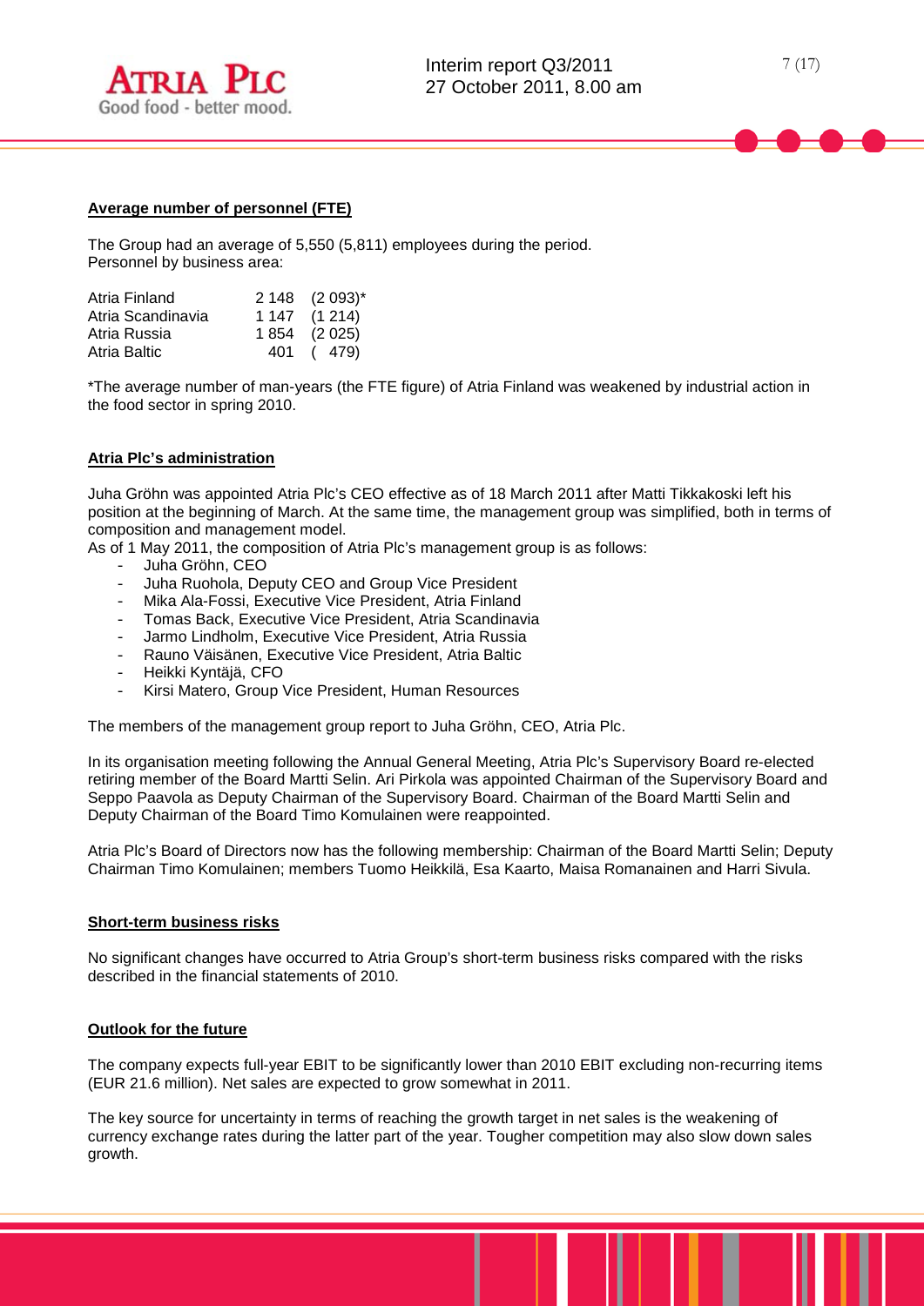## Average number of personnel (FTE)

The Group had an average of 5,550 (5,811) employees during the period.
Personnel by business area:

| | | |
|---|---|---|
| Atria Finland | 2 148 | (2 093)* |
| Atria Scandinavia | 1 147 | (1 214) |
| Atria Russia | 1 854 | (2 025) |
| Atria Baltic | 401 | ( 479) |

*The average number of man-years (the FTE figure) of Atria Finland was weakened by industrial action in the food sector in spring 2010.

## Atria Plc's administration

Juha Gröhn was appointed Atria Plc's CEO effective as of 18 March 2011 after Matti Tikkakoski left his position at the beginning of March. At the same time, the management group was simplified, both in terms of composition and management model.
As of 1 May 2011, the composition of Atria Plc's management group is as follows:

- Juha Gröhn, CEO
- Juha Ruohola, Deputy CEO and Group Vice President
- Mika Ala-Fossi, Executive Vice President, Atria Finland
- Tomas Back, Executive Vice President, Atria Scandinavia
- Jarmo Lindholm, Executive Vice President, Atria Russia
- Rauno Väisänen, Executive Vice President, Atria Baltic
- Heikki Kyntäjä, CFO
- Kirsi Matero, Group Vice President, Human Resources

The members of the management group report to Juha Gröhn, CEO, Atria Plc.

In its organisation meeting following the Annual General Meeting, Atria Plc's Supervisory Board re-elected retiring member of the Board Martti Selin. Ari Pirkola was appointed Chairman of the Supervisory Board and Seppo Paavola as Deputy Chairman of the Supervisory Board. Chairman of the Board Martti Selin and Deputy Chairman of the Board Timo Komulainen were reappointed.

Atria Plc's Board of Directors now has the following membership: Chairman of the Board Martti Selin; Deputy Chairman Timo Komulainen; members Tuomo Heikkilä, Esa Kaarto, Maisa Romanainen and Harri Sivula.

## Short-term business risks

No significant changes have occurred to Atria Group's short-term business risks compared with the risks described in the financial statements of 2010.

## Outlook for the future

The company expects full-year EBIT to be significantly lower than 2010 EBIT excluding non-recurring items (EUR 21.6 million). Net sales are expected to grow somewhat in 2011.

The key source for uncertainty in terms of reaching the growth target in net sales is the weakening of currency exchange rates during the latter part of the year. Tougher competition may also slow down sales growth.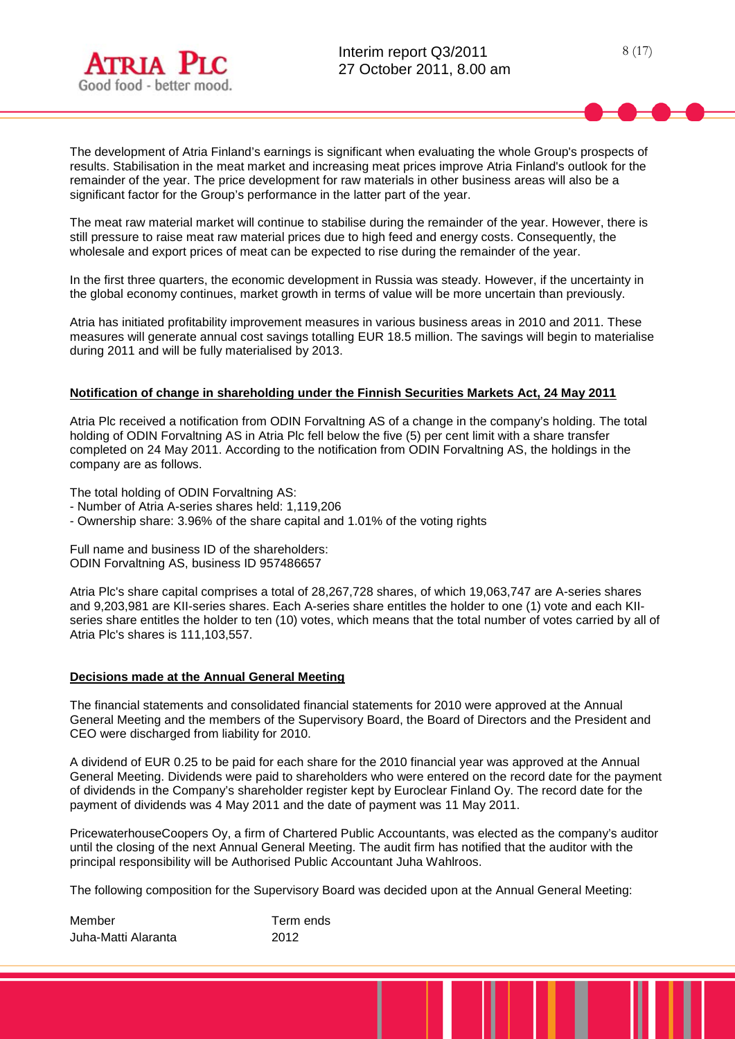The development of Atria Finland's earnings is significant when evaluating the whole Group's prospects of results. Stabilisation in the meat market and increasing meat prices improve Atria Finland's outlook for the remainder of the year. The price development for raw materials in other business areas will also be a significant factor for the Group's performance in the latter part of the year.

The meat raw material market will continue to stabilise during the remainder of the year. However, there is still pressure to raise meat raw material prices due to high feed and energy costs. Consequently, the wholesale and export prices of meat can be expected to rise during the remainder of the year.

In the first three quarters, the economic development in Russia was steady. However, if the uncertainty in the global economy continues, market growth in terms of value will be more uncertain than previously.

Atria has initiated profitability improvement measures in various business areas in 2010 and 2011. These measures will generate annual cost savings totalling EUR 18.5 million. The savings will begin to materialise during 2011 and will be fully materialised by 2013.

## Notification of change in shareholding under the Finnish Securities Markets Act, 24 May 2011

Atria Plc received a notification from ODIN Forvaltning AS of a change in the company's holding. The total holding of ODIN Forvaltning AS in Atria Plc fell below the five (5) per cent limit with a share transfer completed on 24 May 2011. According to the notification from ODIN Forvaltning AS, the holdings in the company are as follows.

The total holding of ODIN Forvaltning AS:
- Number of Atria A-series shares held: 1,119,206
- Ownership share: 3.96% of the share capital and 1.01% of the voting rights

Full name and business ID of the shareholders:
ODIN Forvaltning AS, business ID 957486657

Atria Plc's share capital comprises a total of 28,267,728 shares, of which 19,063,747 are A-series shares and 9,203,981 are KII-series shares. Each A-series share entitles the holder to one (1) vote and each KII-series share entitles the holder to ten (10) votes, which means that the total number of votes carried by all of Atria Plc's shares is 111,103,557.

## Decisions made at the Annual General Meeting

The financial statements and consolidated financial statements for 2010 were approved at the Annual General Meeting and the members of the Supervisory Board, the Board of Directors and the President and CEO were discharged from liability for 2010.

A dividend of EUR 0.25 to be paid for each share for the 2010 financial year was approved at the Annual General Meeting. Dividends were paid to shareholders who were entered on the record date for the payment of dividends in the Company's shareholder register kept by Euroclear Finland Oy. The record date for the payment of dividends was 4 May 2011 and the date of payment was 11 May 2011.

PricewaterhouseCoopers Oy, a firm of Chartered Public Accountants, was elected as the company's auditor until the closing of the next Annual General Meeting. The audit firm has notified that the auditor with the principal responsibility will be Authorised Public Accountant Juha Wahlroos.

The following composition for the Supervisory Board was decided upon at the Annual General Meeting:

| Member | Term ends |
|---|---|
| Juha-Matti Alaranta | 2012 |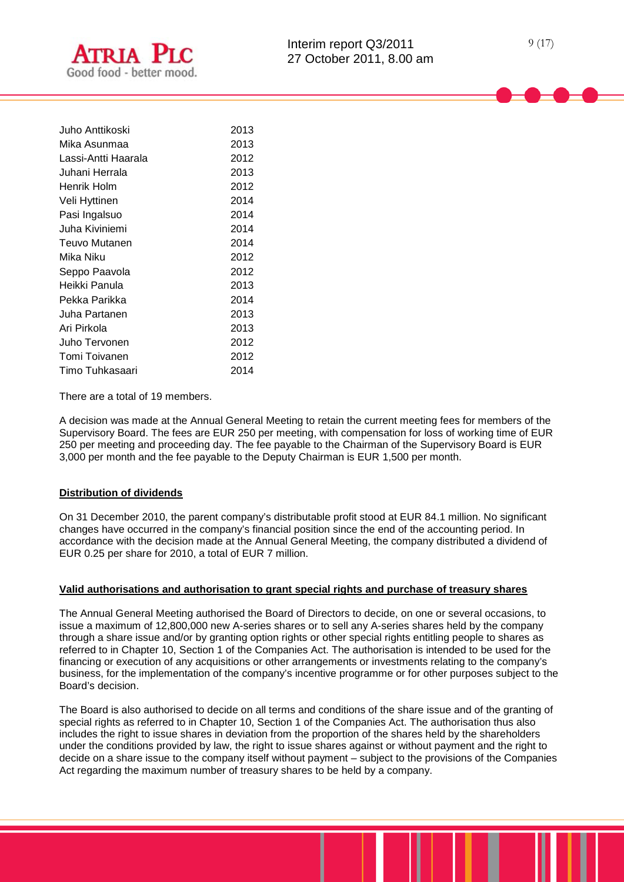| | |
|---|---|
| Juho Anttikoski | 2013 |
| Mika Asunmaa | 2013 |
| Lassi-Antti Haarala | 2012 |
| Juhani Herrala | 2013 |
| Henrik Holm | 2012 |
| Veli Hyttinen | 2014 |
| Pasi Ingalsuo | 2014 |
| Juha Kiviniemi | 2014 |
| Teuvo Mutanen | 2014 |
| Mika Niku | 2012 |
| Seppo Paavola | 2012 |
| Heikki Panula | 2013 |
| Pekka Parikka | 2014 |
| Juha Partanen | 2013 |
| Ari Pirkola | 2013 |
| Juho Tervonen | 2012 |
| Tomi Toivanen | 2012 |
| Timo Tuhkasaari | 2014 |

There are a total of 19 members.

A decision was made at the Annual General Meeting to retain the current meeting fees for members of the Supervisory Board. The fees are EUR 250 per meeting, with compensation for loss of working time of EUR 250 per meeting and proceeding day. The fee payable to the Chairman of the Supervisory Board is EUR 3,000 per month and the fee payable to the Deputy Chairman is EUR 1,500 per month.

**Distribution of dividends**

On 31 December 2010, the parent company's distributable profit stood at EUR 84.1 million. No significant changes have occurred in the company's financial position since the end of the accounting period. In accordance with the decision made at the Annual General Meeting, the company distributed a dividend of EUR 0.25 per share for 2010, a total of EUR 7 million.

**Valid authorisations and authorisation to grant special rights and purchase of treasury shares**

The Annual General Meeting authorised the Board of Directors to decide, on one or several occasions, to issue a maximum of 12,800,000 new A-series shares or to sell any A-series shares held by the company through a share issue and/or by granting option rights or other special rights entitling people to shares as referred to in Chapter 10, Section 1 of the Companies Act. The authorisation is intended to be used for the financing or execution of any acquisitions or other arrangements or investments relating to the company's business, for the implementation of the company's incentive programme or for other purposes subject to the Board's decision.

The Board is also authorised to decide on all terms and conditions of the share issue and of the granting of special rights as referred to in Chapter 10, Section 1 of the Companies Act. The authorisation thus also includes the right to issue shares in deviation from the proportion of the shares held by the shareholders under the conditions provided by law, the right to issue shares against or without payment and the right to decide on a share issue to the company itself without payment – subject to the provisions of the Companies Act regarding the maximum number of treasury shares to be held by a company.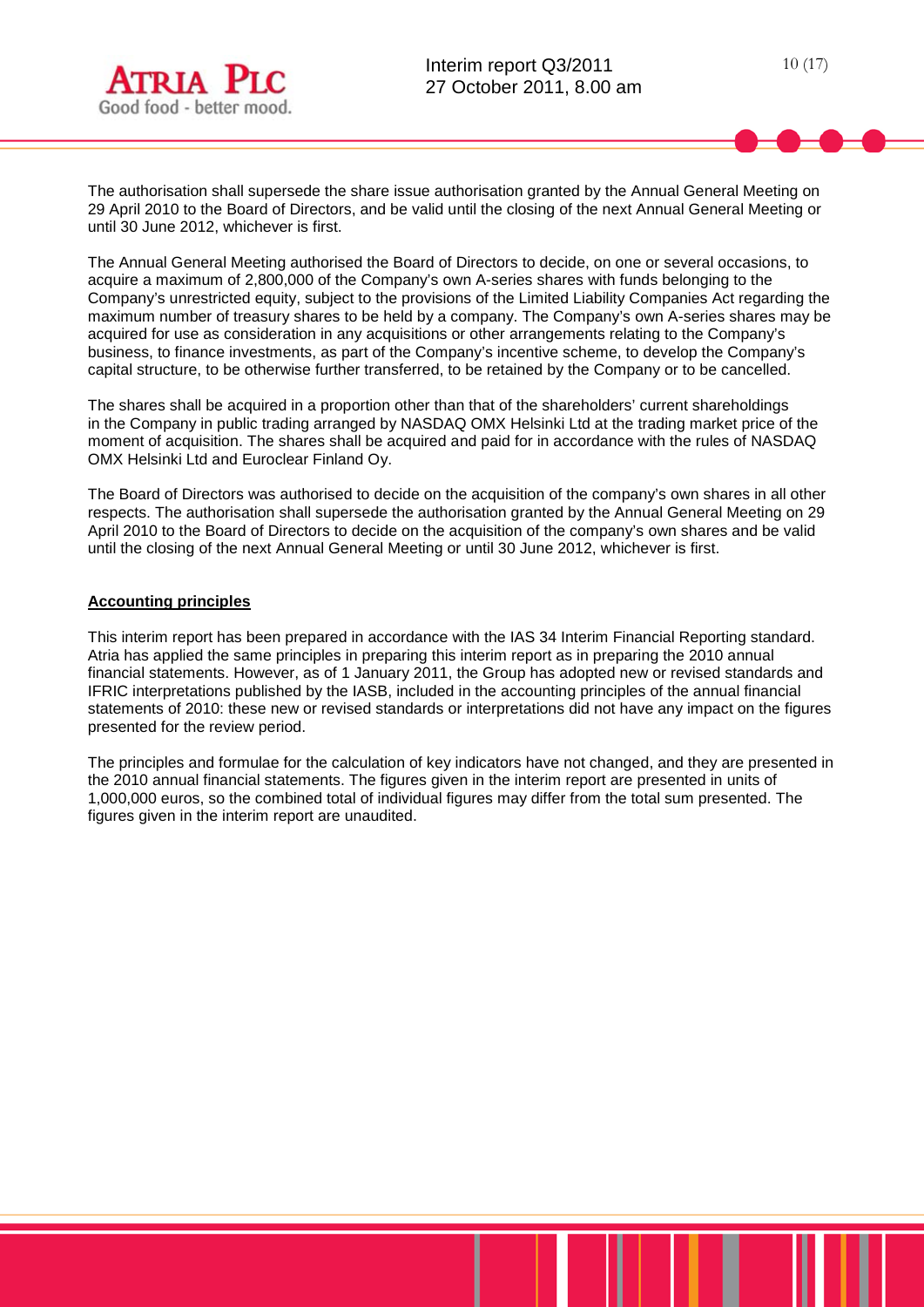The authorisation shall supersede the share issue authorisation granted by the Annual General Meeting on 29 April 2010 to the Board of Directors, and be valid until the closing of the next Annual General Meeting or until 30 June 2012, whichever is first.

The Annual General Meeting authorised the Board of Directors to decide, on one or several occasions, to acquire a maximum of 2,800,000 of the Company's own A-series shares with funds belonging to the Company's unrestricted equity, subject to the provisions of the Limited Liability Companies Act regarding the maximum number of treasury shares to be held by a company. The Company's own A-series shares may be acquired for use as consideration in any acquisitions or other arrangements relating to the Company's business, to finance investments, as part of the Company's incentive scheme, to develop the Company's capital structure, to be otherwise further transferred, to be retained by the Company or to be cancelled.

The shares shall be acquired in a proportion other than that of the shareholders' current shareholdings in the Company in public trading arranged by NASDAQ OMX Helsinki Ltd at the trading market price of the moment of acquisition. The shares shall be acquired and paid for in accordance with the rules of NASDAQ OMX Helsinki Ltd and Euroclear Finland Oy.

The Board of Directors was authorised to decide on the acquisition of the company's own shares in all other respects. The authorisation shall supersede the authorisation granted by the Annual General Meeting on 29 April 2010 to the Board of Directors to decide on the acquisition of the company's own shares and be valid until the closing of the next Annual General Meeting or until 30 June 2012, whichever is first.

## Accounting principles

This interim report has been prepared in accordance with the IAS 34 Interim Financial Reporting standard. Atria has applied the same principles in preparing this interim report as in preparing the 2010 annual financial statements. However, as of 1 January 2011, the Group has adopted new or revised standards and IFRIC interpretations published by the IASB, included in the accounting principles of the annual financial statements of 2010: these new or revised standards or interpretations did not have any impact on the figures presented for the review period.

The principles and formulae for the calculation of key indicators have not changed, and they are presented in the 2010 annual financial statements. The figures given in the interim report are presented in units of 1,000,000 euros, so the combined total of individual figures may differ from the total sum presented. The figures given in the interim report are unaudited.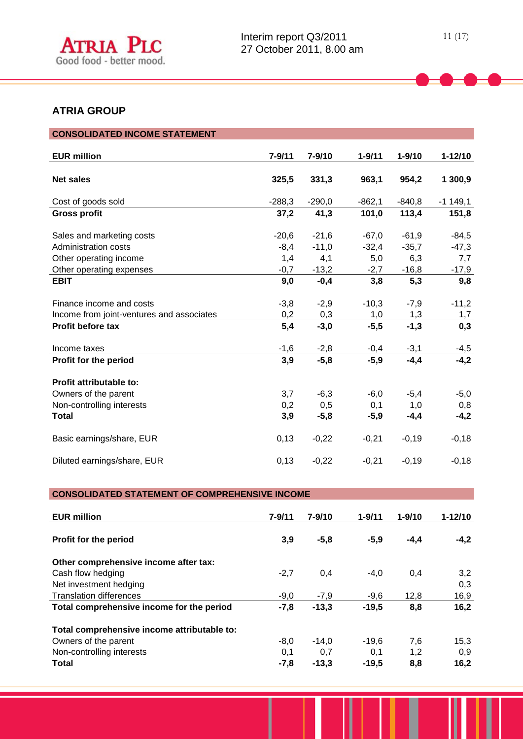## ATRIA GROUP

### CONSOLIDATED INCOME STATEMENT

| EUR million | 7-9/11 | 7-9/10 | 1-9/11 | 1-9/10 | 1-12/10 |
|---|---|---|---|---|---|
| **Net sales** | **325,5** | **331,3** | **963,1** | **954,2** | **1 300,9** |
| Cost of goods sold | -288,3 | -290,0 | -862,1 | -840,8 | -1 149,1 |
| **Gross profit** | **37,2** | **41,3** | **101,0** | **113,4** | **151,8** |
| Sales and marketing costs | -20,6 | -21,6 | -67,0 | -61,9 | -84,5 |
| Administration costs | -8,4 | -11,0 | -32,4 | -35,7 | -47,3 |
| Other operating income | 1,4 | 4,1 | 5,0 | 6,3 | 7,7 |
| Other operating expenses | -0,7 | -13,2 | -2,7 | -16,8 | -17,9 |
| **EBIT** | **9,0** | **-0,4** | **3,8** | **5,3** | **9,8** |
| Finance income and costs | -3,8 | -2,9 | -10,3 | -7,9 | -11,2 |
| Income from joint-ventures and associates | 0,2 | 0,3 | 1,0 | 1,3 | 1,7 |
| **Profit before tax** | **5,4** | **-3,0** | **-5,5** | **-1,3** | **0,3** |
| Income taxes | -1,6 | -2,8 | -0,4 | -3,1 | -4,5 |
| **Profit for the period** | **3,9** | **-5,8** | **-5,9** | **-4,4** | **-4,2** |
| **Profit attributable to:** | | | | | |
| Owners of the parent | 3,7 | -6,3 | -6,0 | -5,4 | -5,0 |
| Non-controlling interests | 0,2 | 0,5 | 0,1 | 1,0 | 0,8 |
| **Total** | **3,9** | **-5,8** | **-5,9** | **-4,4** | **-4,2** |
| Basic earnings/share, EUR | 0,13 | -0,22 | -0,21 | -0,19 | -0,18 |
| Diluted earnings/share, EUR | 0,13 | -0,22 | -0,21 | -0,19 | -0,18 |

### CONSOLIDATED STATEMENT OF COMPREHENSIVE INCOME

| EUR million | 7-9/11 | 7-9/10 | 1-9/11 | 1-9/10 | 1-12/10 |
|---|---|---|---|---|---|
| **Profit for the period** | **3,9** | **-5,8** | **-5,9** | **-4,4** | **-4,2** |
| **Other comprehensive income after tax:** | | | | | |
| Cash flow hedging | -2,7 | 0,4 | -4,0 | 0,4 | 3,2 |
| Net investment hedging | | | | | 0,3 |
| Translation differences | -9,0 | -7,9 | -9,6 | 12,8 | 16,9 |
| **Total comprehensive income for the period** | **-7,8** | **-13,3** | **-19,5** | **8,8** | **16,2** |
| **Total comprehensive income attributable to:** | | | | | |
| Owners of the parent | -8,0 | -14,0 | -19,6 | 7,6 | 15,3 |
| Non-controlling interests | 0,1 | 0,7 | 0,1 | 1,2 | 0,9 |
| **Total** | **-7,8** | **-13,3** | **-19,5** | **8,8** | **16,2** |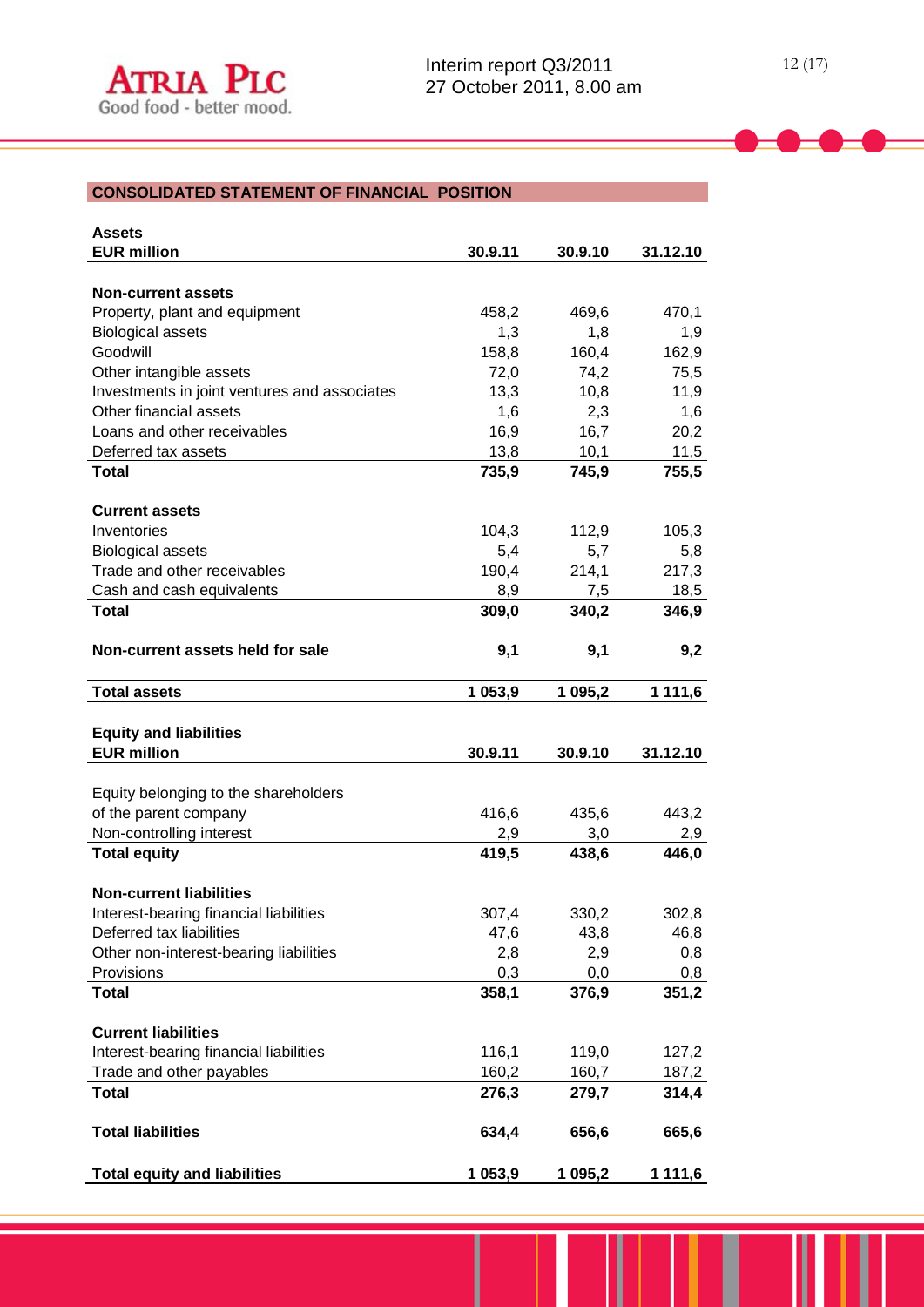## CONSOLIDATED STATEMENT OF FINANCIAL POSITION

| **Assets**<br>**EUR million** | **30.9.11** | **30.9.10** | **31.12.10** |
|---|---|---|---|
| **Non-current assets** | | | |
| Property, plant and equipment | 458,2 | 469,6 | 470,1 |
| Biological assets | 1,3 | 1,8 | 1,9 |
| Goodwill | 158,8 | 160,4 | 162,9 |
| Other intangible assets | 72,0 | 74,2 | 75,5 |
| Investments in joint ventures and associates | 13,3 | 10,8 | 11,9 |
| Other financial assets | 1,6 | 2,3 | 1,6 |
| Loans and other receivables | 16,9 | 16,7 | 20,2 |
| Deferred tax assets | 13,8 | 10,1 | 11,5 |
| **Total** | **735,9** | **745,9** | **755,5** |
| **Current assets** | | | |
| Inventories | 104,3 | 112,9 | 105,3 |
| Biological assets | 5,4 | 5,7 | 5,8 |
| Trade and other receivables | 190,4 | 214,1 | 217,3 |
| Cash and cash equivalents | 8,9 | 7,5 | 18,5 |
| **Total** | **309,0** | **340,2** | **346,9** |
| **Non-current assets held for sale** | **9,1** | **9,1** | **9,2** |
| **Total assets** | **1 053,9** | **1 095,2** | **1 111,6** |

| **Equity and liabilities**<br>**EUR million** | **30.9.11** | **30.9.10** | **31.12.10** |
|---|---|---|---|
| Equity belonging to the shareholders of the parent company | 416,6 | 435,6 | 443,2 |
| Non-controlling interest | 2,9 | 3,0 | 2,9 |
| **Total equity** | **419,5** | **438,6** | **446,0** |
| **Non-current liabilities** | | | |
| Interest-bearing financial liabilities | 307,4 | 330,2 | 302,8 |
| Deferred tax liabilities | 47,6 | 43,8 | 46,8 |
| Other non-interest-bearing liabilities | 2,8 | 2,9 | 0,8 |
| Provisions | 0,3 | 0,0 | 0,8 |
| **Total** | **358,1** | **376,9** | **351,2** |
| **Current liabilities** | | | |
| Interest-bearing financial liabilities | 116,1 | 119,0 | 127,2 |
| Trade and other payables | 160,2 | 160,7 | 187,2 |
| **Total** | **276,3** | **279,7** | **314,4** |
| **Total liabilities** | **634,4** | **656,6** | **665,6** |
| **Total equity and liabilities** | **1 053,9** | **1 095,2** | **1 111,6** |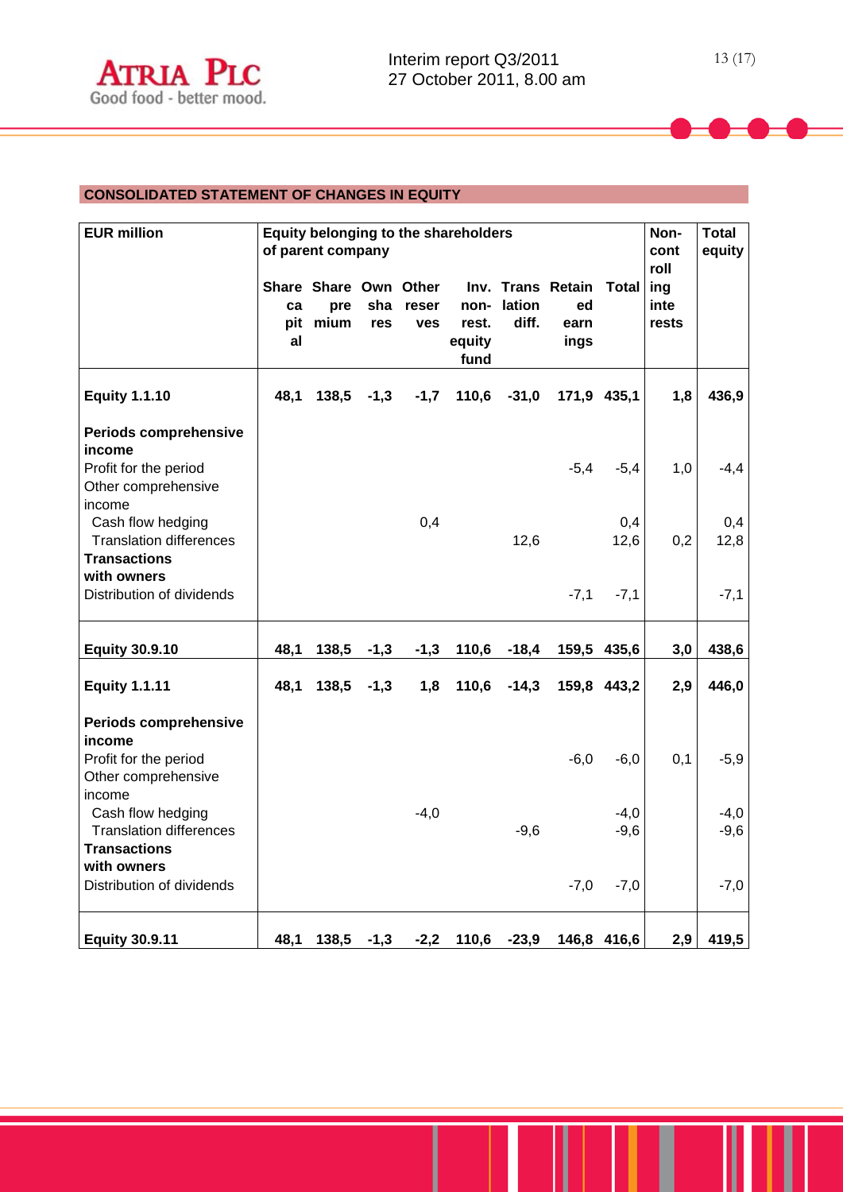## CONSOLIDATED STATEMENT OF CHANGES IN EQUITY

| EUR million | Equity belonging to the shareholders of parent company | | | | | | | | Non-controlling interests | Total equity |
|---|---|---|---|---|---|---|---|---|---|---|
| | Share capital | Share premium | Own shares | Other reserves | Inv. non-rest. equity fund | Translation diff. | Retained earnings | Total | | |
| **Equity 1.1.10** | **48,1** | **138,5** | **-1,3** | **-1,7** | **110,6** | **-31,0** | **171,9** | **435,1** | **1,8** | **436,9** |
| **Periods comprehensive income** | | | | | | | | | | |
| Profit for the period | | | | | | | -5,4 | -5,4 | 1,0 | -4,4 |
| Other comprehensive income | | | | | | | | | | |
| Cash flow hedging | | | | 0,4 | | | | 0,4 | | 0,4 |
| Translation differences | | | | | | 12,6 | | 12,6 | 0,2 | 12,8 |
| **Transactions with owners** | | | | | | | | | | |
| Distribution of dividends | | | | | | | -7,1 | -7,1 | | -7,1 |
| **Equity 30.9.10** | **48,1** | **138,5** | **-1,3** | **-1,3** | **110,6** | **-18,4** | **159,5** | **435,6** | **3,0** | **438,6** |
| **Equity 1.1.11** | **48,1** | **138,5** | **-1,3** | **1,8** | **110,6** | **-14,3** | **159,8** | **443,2** | **2,9** | **446,0** |
| **Periods comprehensive income** | | | | | | | | | | |
| Profit for the period | | | | | | | -6,0 | -6,0 | 0,1 | -5,9 |
| Other comprehensive income | | | | | | | | | | |
| Cash flow hedging | | | | -4,0 | | | | -4,0 | | -4,0 |
| Translation differences | | | | | | -9,6 | | -9,6 | | -9,6 |
| **Transactions with owners** | | | | | | | | | | |
| Distribution of dividends | | | | | | | -7,0 | -7,0 | | -7,0 |
| **Equity 30.9.11** | **48,1** | **138,5** | **-1,3** | **-2,2** | **110,6** | **-23,9** | **146,8** | **416,6** | **2,9** | **419,5** |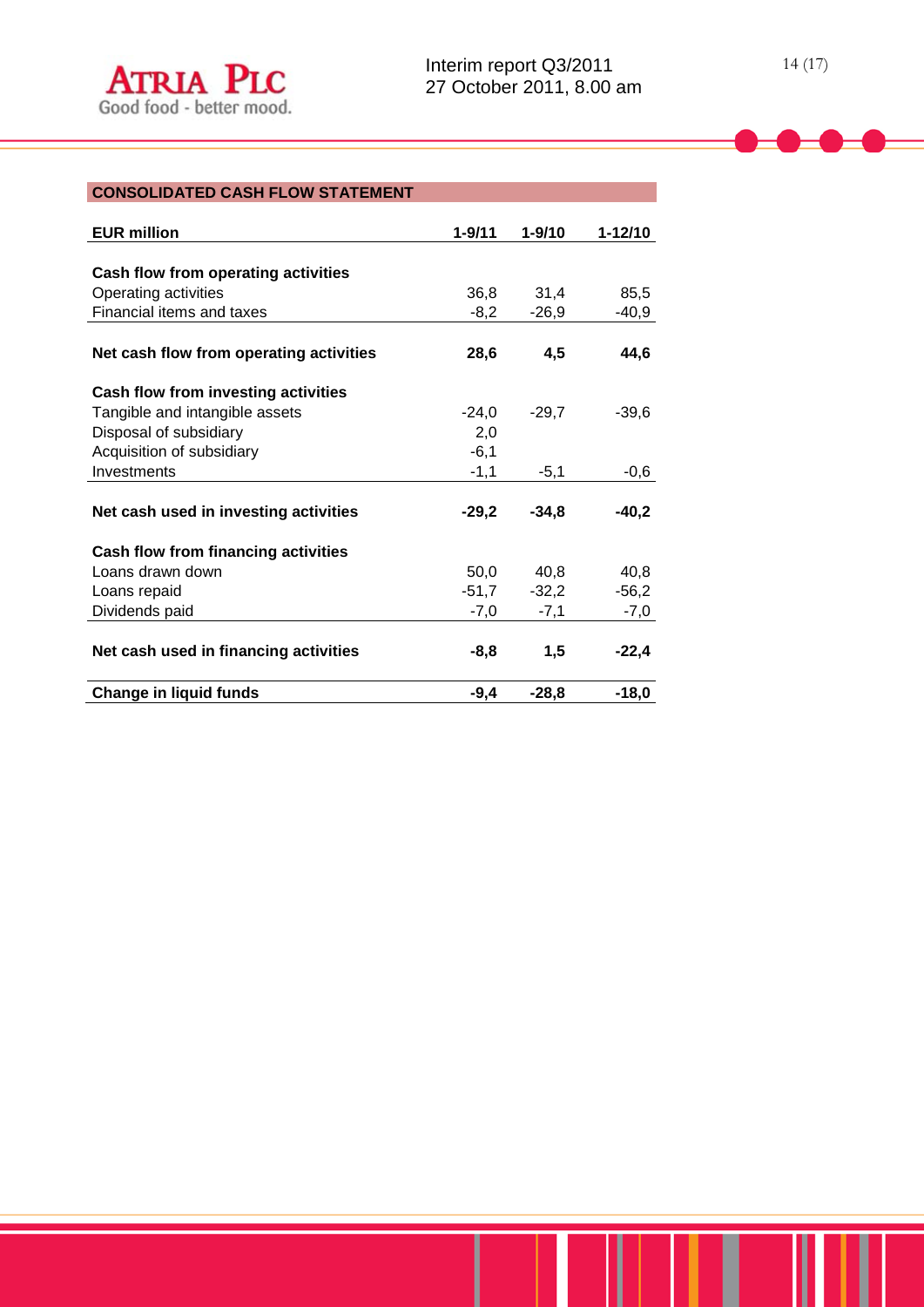## CONSOLIDATED CASH FLOW STATEMENT

| EUR million | 1-9/11 | 1-9/10 | 1-12/10 |
|---|---|---|---|
| **Cash flow from operating activities** | | | |
| Operating activities | 36,8 | 31,4 | 85,5 |
| Financial items and taxes | -8,2 | -26,9 | -40,9 |
| **Net cash flow from operating activities** | **28,6** | **4,5** | **44,6** |
| **Cash flow from investing activities** | | | |
| Tangible and intangible assets | -24,0 | -29,7 | -39,6 |
| Disposal of subsidiary | 2,0 | | |
| Acquisition of subsidiary | -6,1 | | |
| Investments | -1,1 | -5,1 | -0,6 |
| **Net cash used in investing activities** | **-29,2** | **-34,8** | **-40,2** |
| **Cash flow from financing activities** | | | |
| Loans drawn down | 50,0 | 40,8 | 40,8 |
| Loans repaid | -51,7 | -32,2 | -56,2 |
| Dividends paid | -7,0 | -7,1 | -7,0 |
| **Net cash used in financing activities** | **-8,8** | **1,5** | **-22,4** |
| **Change in liquid funds** | **-9,4** | **-28,8** | **-18,0** |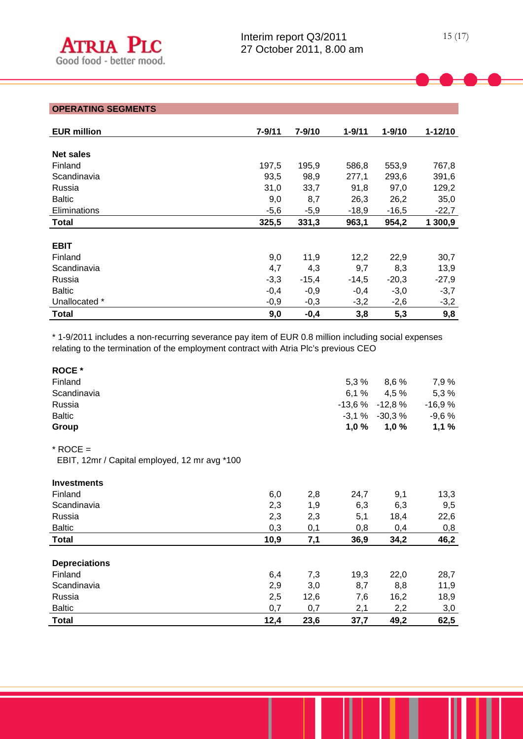## OPERATING SEGMENTS

| EUR million | 7-9/11 | 7-9/10 | 1-9/11 | 1-9/10 | 1-12/10 |
|---|---|---|---|---|---|
| **Net sales** | | | | | |
| Finland | 197,5 | 195,9 | 586,8 | 553,9 | 767,8 |
| Scandinavia | 93,5 | 98,9 | 277,1 | 293,6 | 391,6 |
| Russia | 31,0 | 33,7 | 91,8 | 97,0 | 129,2 |
| Baltic | 9,0 | 8,7 | 26,3 | 26,2 | 35,0 |
| Eliminations | -5,6 | -5,9 | -18,9 | -16,5 | -22,7 |
| **Total** | **325,5** | **331,3** | **963,1** | **954,2** | **1 300,9** |
| **EBIT** | | | | | |
| Finland | 9,0 | 11,9 | 12,2 | 22,9 | 30,7 |
| Scandinavia | 4,7 | 4,3 | 9,7 | 8,3 | 13,9 |
| Russia | -3,3 | -15,4 | -14,5 | -20,3 | -27,9 |
| Baltic | -0,4 | -0,9 | -0,4 | -3,0 | -3,7 |
| Unallocated * | -0,9 | -0,3 | -3,2 | -2,6 | -3,2 |
| **Total** | **9,0** | **-0,4** | **3,8** | **5,3** | **9,8** |

* 1-9/2011 includes a non-recurring severance pay item of EUR 0.8 million including social expenses relating to the termination of the employment contract with Atria Plc's previous CEO

| ROCE * | | | 1-9/11 | 1-9/10 | 1-12/10 |
|---|---|---|---|---|---|
| Finland | | | 5,3 % | 8,6 % | 7,9 % |
| Scandinavia | | | 6,1 % | 4,5 % | 5,3 % |
| Russia | | | -13,6 % | -12,8 % | -16,9 % |
| Baltic | | | -3,1 % | -30,3 % | -9,6 % |
| **Group** | | | **1,0 %** | **1,0 %** | **1,1 %** |

* ROCE =
EBIT, 12mr / Capital employed, 12 mr avg *100

| | 7-9/11 | 7-9/10 | 1-9/11 | 1-9/10 | 1-12/10 |
|---|---|---|---|---|---|
| **Investments** | | | | | |
| Finland | 6,0 | 2,8 | 24,7 | 9,1 | 13,3 |
| Scandinavia | 2,3 | 1,9 | 6,3 | 6,3 | 9,5 |
| Russia | 2,3 | 2,3 | 5,1 | 18,4 | 22,6 |
| Baltic | 0,3 | 0,1 | 0,8 | 0,4 | 0,8 |
| **Total** | **10,9** | **7,1** | **36,9** | **34,2** | **46,2** |
| **Depreciations** | | | | | |
| Finland | 6,4 | 7,3 | 19,3 | 22,0 | 28,7 |
| Scandinavia | 2,9 | 3,0 | 8,7 | 8,8 | 11,9 |
| Russia | 2,5 | 12,6 | 7,6 | 16,2 | 18,9 |
| Baltic | 0,7 | 0,7 | 2,1 | 2,2 | 3,0 |
| **Total** | **12,4** | **23,6** | **37,7** | **49,2** | **62,5** |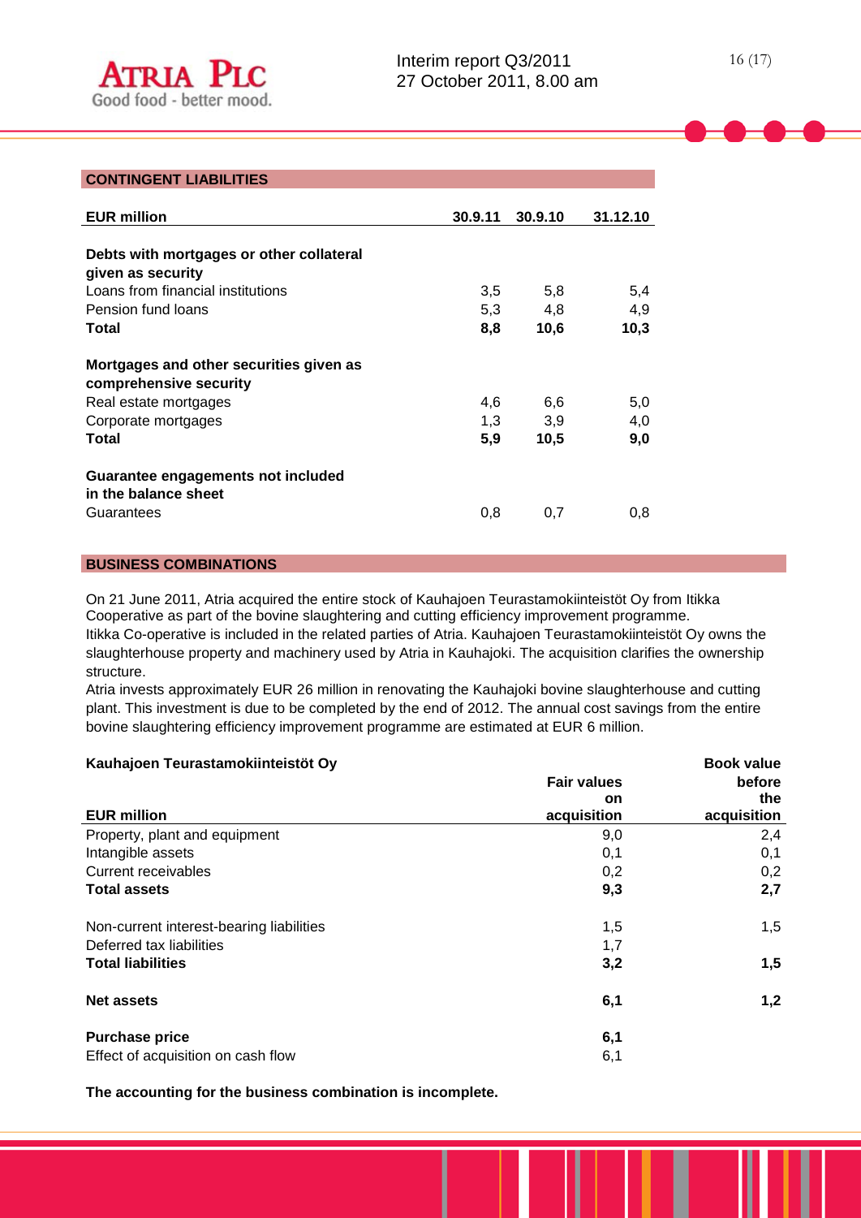## CONTINGENT LIABILITIES

| EUR million | 30.9.11 | 30.9.10 | 31.12.10 |
|---|---|---|---|
| **Debts with mortgages or other collateral given as security** | | | |
| Loans from financial institutions | 3,5 | 5,8 | 5,4 |
| Pension fund loans | 5,3 | 4,8 | 4,9 |
| **Total** | **8,8** | **10,6** | **10,3** |
| **Mortgages and other securities given as comprehensive security** | | | |
| Real estate mortgages | 4,6 | 6,6 | 5,0 |
| Corporate mortgages | 1,3 | 3,9 | 4,0 |
| **Total** | **5,9** | **10,5** | **9,0** |
| **Guarantee engagements not included in the balance sheet** | | | |
| Guarantees | 0,8 | 0,7 | 0,8 |

## BUSINESS COMBINATIONS

On 21 June 2011, Atria acquired the entire stock of Kauhajoen Teurastamokiinteistöt Oy from Itikka Cooperative as part of the bovine slaughtering and cutting efficiency improvement programme. Itikka Co-operative is included in the related parties of Atria. Kauhajoen Teurastamokiinteistöt Oy owns the slaughterhouse property and machinery used by Atria in Kauhajoki. The acquisition clarifies the ownership structure.
Atria invests approximately EUR 26 million in renovating the Kauhajoki bovine slaughterhouse and cutting plant. This investment is due to be completed by the end of 2012. The annual cost savings from the entire bovine slaughtering efficiency improvement programme are estimated at EUR 6 million.

**Kauhajoen Teurastamokiinteistöt Oy**

| EUR million | Fair values on acquisition | Book value before the acquisition |
|---|---|---|
| Property, plant and equipment | 9,0 | 2,4 |
| Intangible assets | 0,1 | 0,1 |
| Current receivables | 0,2 | 0,2 |
| **Total assets** | **9,3** | **2,7** |
| Non-current interest-bearing liabilities | 1,5 | 1,5 |
| Deferred tax liabilities | 1,7 | |
| **Total liabilities** | **3,2** | **1,5** |
| **Net assets** | **6,1** | **1,2** |
| **Purchase price** | **6,1** | |
| Effect of acquisition on cash flow | 6,1 | |

**The accounting for the business combination is incomplete.**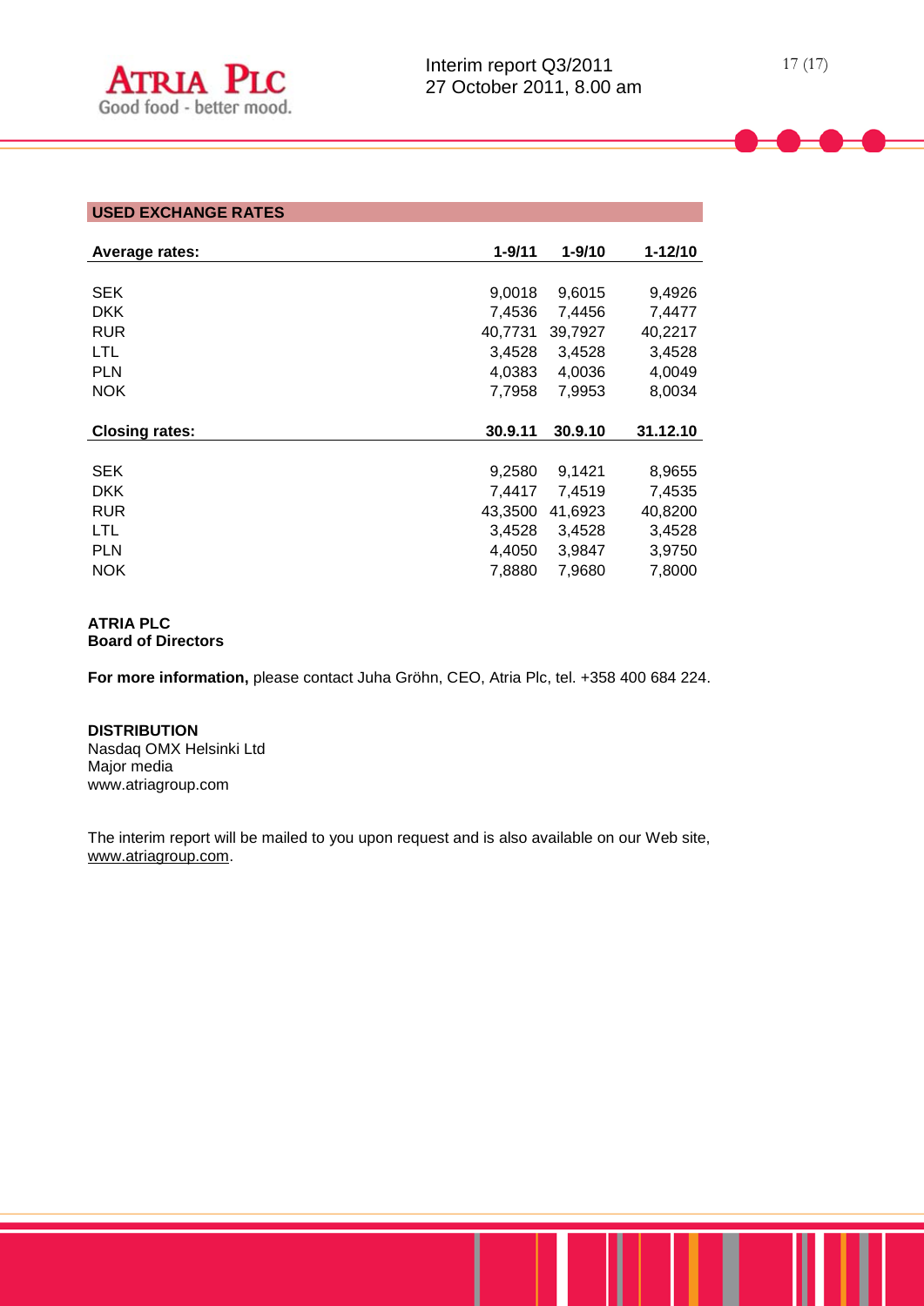## USED EXCHANGE RATES

| Average rates: | 1-9/11 | 1-9/10 | 1-12/10 |
|---|---|---|---|
| SEK | 9,0018 | 9,6015 | 9,4926 |
| DKK | 7,4536 | 7,4456 | 7,4477 |
| RUR | 40,7731 | 39,7927 | 40,2217 |
| LTL | 3,4528 | 3,4528 | 3,4528 |
| PLN | 4,0383 | 4,0036 | 4,0049 |
| NOK | 7,7958 | 7,9953 | 8,0034 |
| **Closing rates:** | **30.9.11** | **30.9.10** | **31.12.10** |
| SEK | 9,2580 | 9,1421 | 8,9655 |
| DKK | 7,4417 | 7,4519 | 7,4535 |
| RUR | 43,3500 | 41,6923 | 40,8200 |
| LTL | 3,4528 | 3,4528 | 3,4528 |
| PLN | 4,4050 | 3,9847 | 3,9750 |
| NOK | 7,8880 | 7,9680 | 7,8000 |

**ATRIA PLC**
**Board of Directors**

**For more information,** please contact Juha Gröhn, CEO, Atria Plc, tel. +358 400 684 224.

**DISTRIBUTION**
Nasdaq OMX Helsinki Ltd
Major media
www.atriagroup.com

The interim report will be mailed to you upon request and is also available on our Web site, www.atriagroup.com.